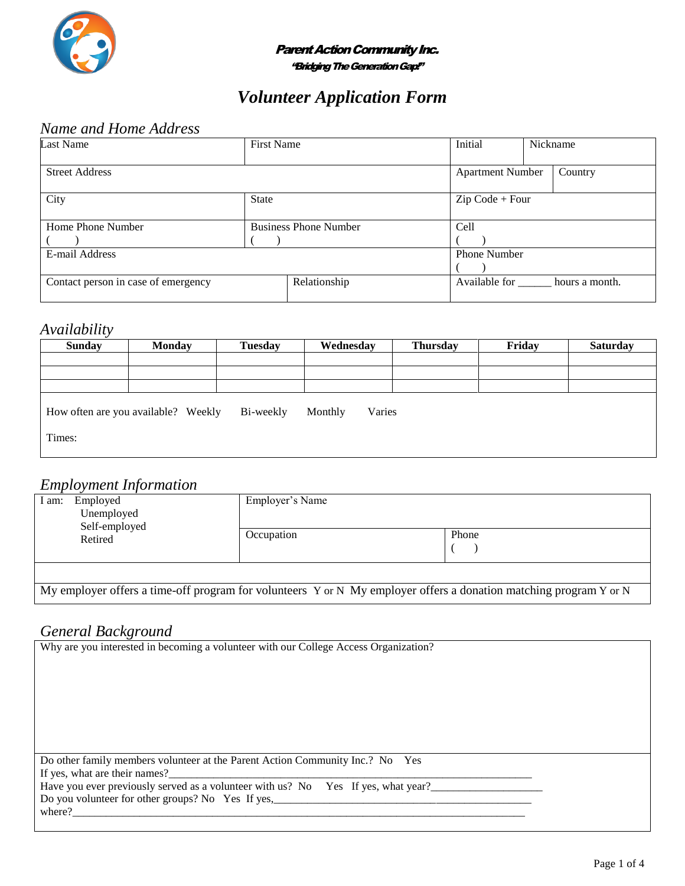**Parent Action Community Inc.**

***"Bridging The Generation Gap!"***

# *Volunteer Application Form*

## *Name and Home Address*

| Last Name | First Name | Initial | Nickname |
|---|---|---|---|
| Street Address | | Apartment Number | Country |
| City | State | Zip Code + Four | |
| Home Phone Number<br>(    ) | Business Phone Number<br>(    ) | Cell<br>(    ) | |
| E-mail Address | | Phone Number<br>(    ) | |
| Contact person in case of emergency | Relationship | Available for ______ hours a month. | |

## *Availability*

| Sunday | Monday | Tuesday | Wednesday | Thursday | Friday | Saturday |
|---|---|---|---|---|---|---|
| | | | | | | |
| | | | | | | |
| | | | | | | |

How often are you available? Weekly   Bi-weekly   Monthly   Varies

Times:

## *Employment Information*

| I am: Employed<br>Unemployed<br>Self-employed<br>Retired | Employer's Name | |
|---|---|---|
| | Occupation | Phone<br>(    ) |

My employer offers a time-off program for volunteers Y or N   My employer offers a donation matching program Y or N

## *General Background*

Why are you interested in becoming a volunteer with our College Access Organization?

Do other family members volunteer at the Parent Action Community Inc.? No   Yes

If yes, what are their names?_______________________________________________________________________

Have you ever previously served as a volunteer with us? No   Yes   If yes, what year?____________________

Do you volunteer for other groups? No   Yes   If yes,_________________________________________________

where?________________________________________________________________________________________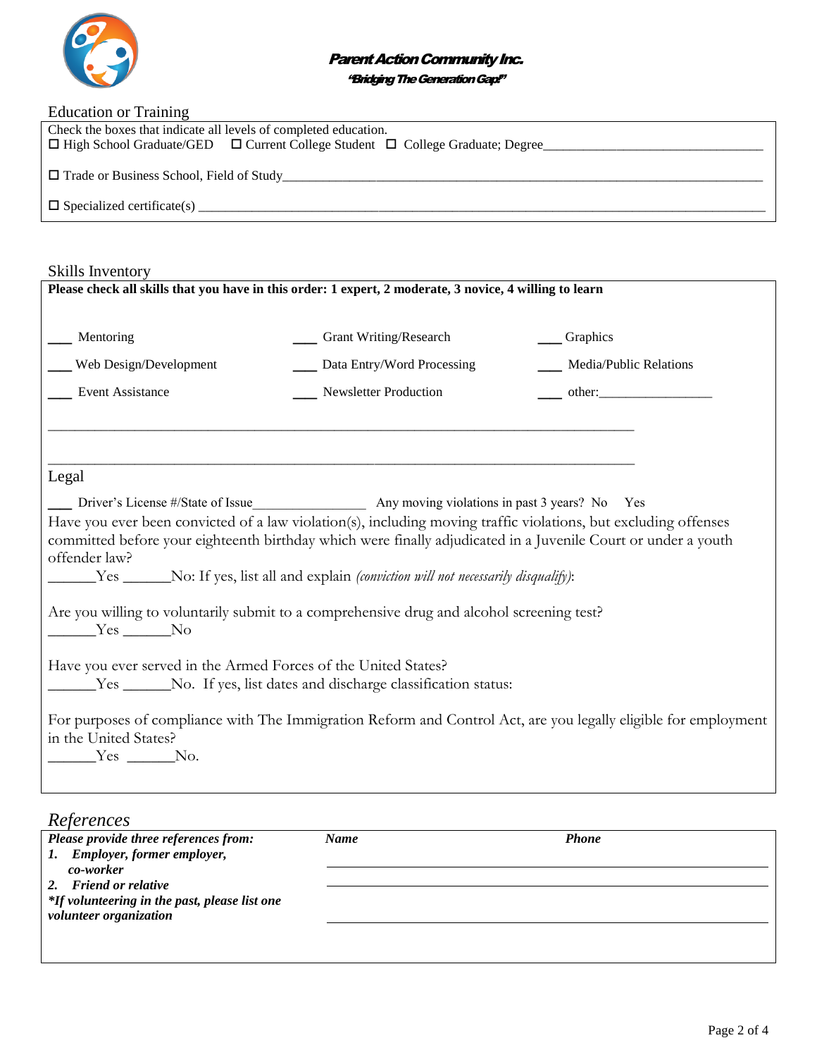**Parent Action Community Inc.**
***"Bridging The Generation Gap!"***

## Education or Training

Check the boxes that indicate all levels of completed education.

☐ High School Graduate/GED ☐ Current College Student ☐ College Graduate; Degree________________________________

☐ Trade or Business School, Field of Study________________________________________________________________

☐ Specialized certificate(s) _______________________________________________________________________________

## Skills Inventory

**Please check all skills that you have in this order: 1 expert, 2 moderate, 3 novice, 4 willing to learn**

| | | |
|---|---|---|
| ___ Mentoring | ___ Grant Writing/Research | ___ Graphics |
| ___ Web Design/Development | ___ Data Entry/Word Processing | ___ Media/Public Relations |
| ___ Event Assistance | ___ Newsletter Production | ___ other:________________ |

_______________________________________________________________________________

_______________________________________________________________________________

## Legal

___ Driver's License #/State of Issue________________ Any moving violations in past 3 years? No Yes

Have you ever been convicted of a law violation(s), including moving traffic violations, but excluding offenses committed before your eighteenth birthday which were finally adjudicated in a Juvenile Court or under a youth offender law?

______Yes ______No: If yes, list all and explain *(conviction will not necessarily disqualify)*:

Are you willing to voluntarily submit to a comprehensive drug and alcohol screening test?

______Yes ______No

Have you ever served in the Armed Forces of the United States?

______Yes ______No. If yes, list dates and discharge classification status:

For purposes of compliance with The Immigration Reform and Control Act, are you legally eligible for employment in the United States?

______Yes ______No.

## *References*

| ***Please provide three references from:*** | ***Name*** | ***Phone*** |
|---|---|---|
| ***1. Employer, former employer, co-worker*** | | |
| ***2. Friend or relative*** | | |
| ****If volunteering in the past, please list one volunteer organization*** | | |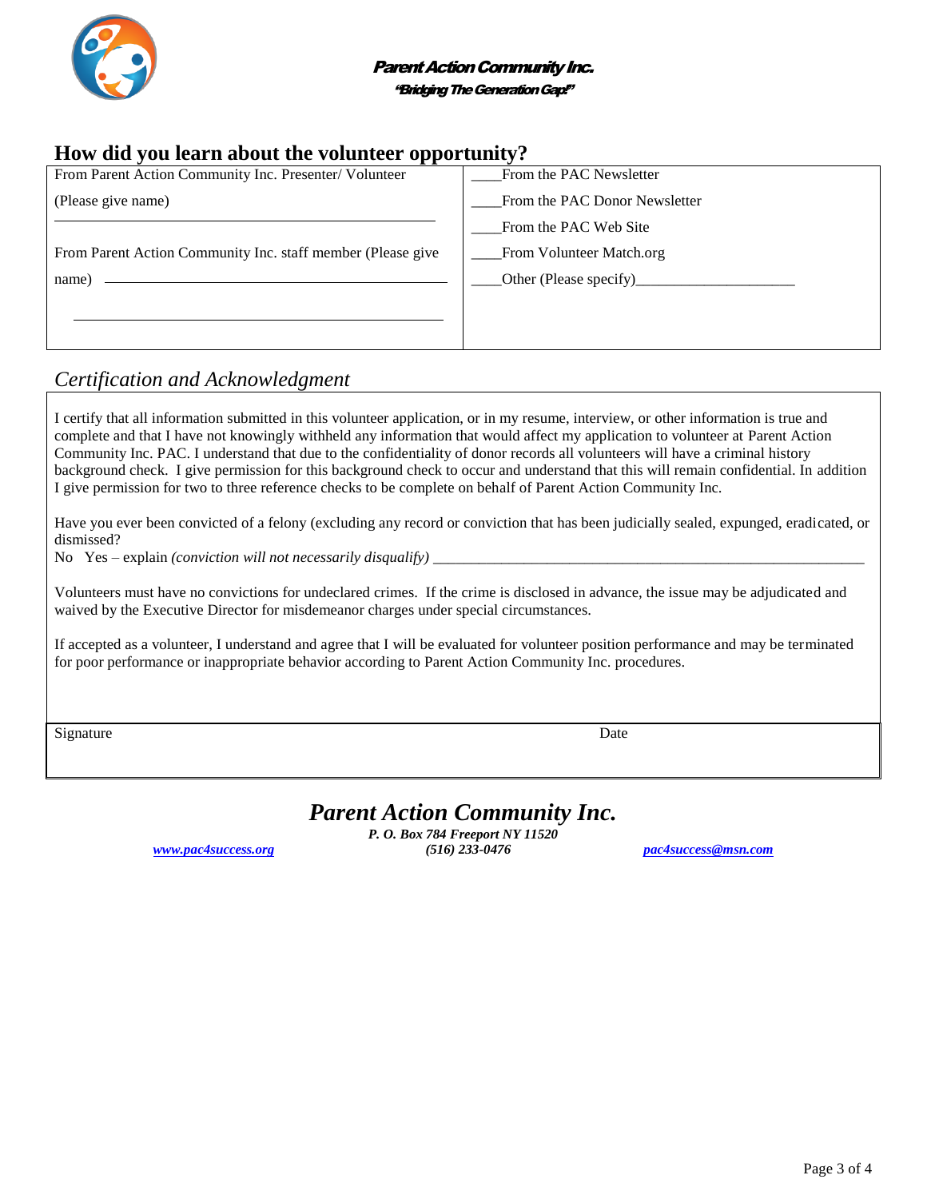**Parent Action Community Inc.**
*"Bridging The Generation Gap!"*

## How did you learn about the volunteer opportunity?

| | |
|---|---|
| From Parent Action Community Inc. Presenter/ Volunteer (Please give name) ______________________ | ____From the PAC Newsletter |
| | ____From the PAC Donor Newsletter |
| | ____From the PAC Web Site |
| From Parent Action Community Inc. staff member (Please give name) ______________________ | ____From Volunteer Match.org |
| ______________________ | ____Other (Please specify)____________________ |

## *Certification and Acknowledgment*

I certify that all information submitted in this volunteer application, or in my resume, interview, or other information is true and complete and that I have not knowingly withheld any information that would affect my application to volunteer at Parent Action Community Inc. PAC. I understand that due to the confidentiality of donor records all volunteers will have a criminal history background check. I give permission for this background check to occur and understand that this will remain confidential. In addition I give permission for two to three reference checks to be complete on behalf of Parent Action Community Inc.

Have you ever been convicted of a felony (excluding any record or conviction that has been judicially sealed, expunged, eradicated, or dismissed?

No Yes – explain *(conviction will not necessarily disqualify)* ____________________________________________________________

Volunteers must have no convictions for undeclared crimes. If the crime is disclosed in advance, the issue may be adjudicated and waived by the Executive Director for misdemeanor charges under special circumstances.

If accepted as a volunteer, I understand and agree that I will be evaluated for volunteer position performance and may be terminated for poor performance or inappropriate behavior according to Parent Action Community Inc. procedures.

| Signature | Date |
|---|---|
| | |

***Parent Action Community Inc.***

***P. O. Box 784 Freeport NY 11520***

*www.pac4success.org* ***(516) 233-0476*** *pac4success@msn.com*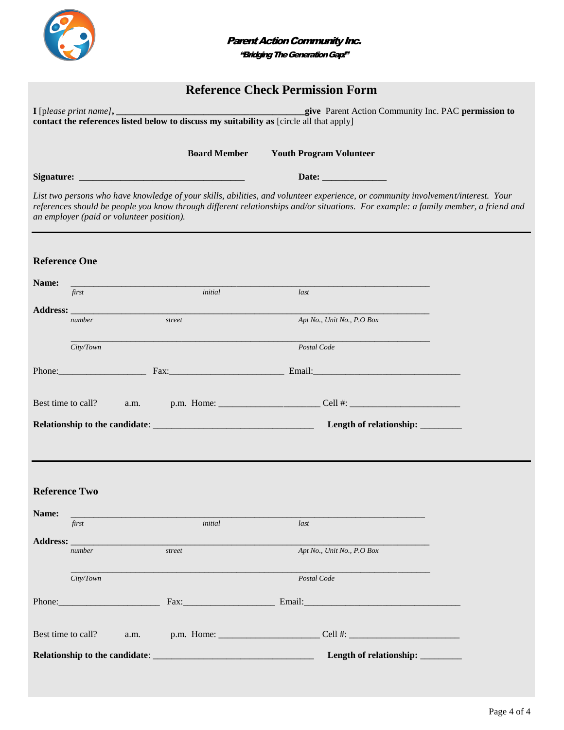**Parent Action Community Inc.**

*"Bridging The Generation Gap!"*

# Reference Check Permission Form

**I** [*please print name*]**, \_\_\_\_\_\_\_\_\_\_\_\_\_\_\_\_\_\_\_\_\_\_\_\_\_\_\_\_\_\_\_\_\_\_\_\_\_\_\_\_\_give** Parent Action Community Inc. PAC **permission to contact the references listed below to discuss my suitability as** [circle all that apply]

**Board Member** **Youth Program Volunteer**

**Signature: \_\_\_\_\_\_\_\_\_\_\_\_\_\_\_\_\_\_\_\_\_\_\_\_\_\_\_\_\_\_\_\_\_\_\_\_** **Date: \_\_\_\_\_\_\_\_\_\_\_\_\_\_**

*List two persons who have knowledge of your skills, abilities, and volunteer experience, or community involvement/interest. Your references should be people you know through different relationships and/or situations. For example: a family member, a friend and an employer (paid or volunteer position).*

---

## Reference One

**Name:** \_\_\_\_\_\_\_\_\_\_\_\_\_\_\_\_\_\_\_\_\_\_\_\_\_\_\_\_\_\_\_\_\_\_\_\_\_\_\_\_\_\_\_\_\_\_\_\_\_\_\_\_\_\_\_\_\_\_\_\_\_\_\_\_\_\_\_\_\_\_\_\_\_\_\_\_
*first* *initial* *last*

**Address:** \_\_\_\_\_\_\_\_\_\_\_\_\_\_\_\_\_\_\_\_\_\_\_\_\_\_\_\_\_\_\_\_\_\_\_\_\_\_\_\_\_\_\_\_\_\_\_\_\_\_\_\_\_\_\_\_\_\_\_\_\_\_\_\_\_\_\_\_\_\_\_\_\_\_\_\_
*number* *street* *Apt No., Unit No., P.O Box*

\_\_\_\_\_\_\_\_\_\_\_\_\_\_\_\_\_\_\_\_\_\_\_\_\_\_\_\_\_\_\_\_\_\_\_\_\_\_\_\_\_\_\_\_\_\_\_\_\_\_\_\_\_\_\_\_\_\_\_\_\_\_\_\_\_\_\_\_\_\_\_\_\_\_\_\_
*City/Town* *Postal Code*

Phone:\_\_\_\_\_\_\_\_\_\_\_\_\_\_\_\_\_\_\_ Fax:\_\_\_\_\_\_\_\_\_\_\_\_\_\_\_\_\_\_\_\_\_\_\_\_ Email:\_\_\_\_\_\_\_\_\_\_\_\_\_\_\_\_\_\_\_\_\_\_\_\_\_\_\_\_\_\_\_\_

Best time to call? a.m. p.m. Home: \_\_\_\_\_\_\_\_\_\_\_\_\_\_\_\_\_\_\_\_\_\_ Cell #: \_\_\_\_\_\_\_\_\_\_\_\_\_\_\_\_\_\_\_\_\_\_\_\_

**Relationship to the candidate**: \_\_\_\_\_\_\_\_\_\_\_\_\_\_\_\_\_\_\_\_\_\_\_\_\_\_\_\_\_\_\_\_\_\_\_ **Length of relationship:** \_\_\_\_\_\_\_\_\_

---

## Reference Two

**Name:** \_\_\_\_\_\_\_\_\_\_\_\_\_\_\_\_\_\_\_\_\_\_\_\_\_\_\_\_\_\_\_\_\_\_\_\_\_\_\_\_\_\_\_\_\_\_\_\_\_\_\_\_\_\_\_\_\_\_\_\_\_\_\_\_\_\_\_\_\_\_\_\_\_\_\_
*first* *initial* *last*

**Address:** \_\_\_\_\_\_\_\_\_\_\_\_\_\_\_\_\_\_\_\_\_\_\_\_\_\_\_\_\_\_\_\_\_\_\_\_\_\_\_\_\_\_\_\_\_\_\_\_\_\_\_\_\_\_\_\_\_\_\_\_\_\_\_\_\_\_\_\_\_\_\_\_\_\_\_\_
*number* *street* *Apt No., Unit No., P.O Box*

\_\_\_\_\_\_\_\_\_\_\_\_\_\_\_\_\_\_\_\_\_\_\_\_\_\_\_\_\_\_\_\_\_\_\_\_\_\_\_\_\_\_\_\_\_\_\_\_\_\_\_\_\_\_\_\_\_\_\_\_\_\_\_\_\_\_\_\_\_\_\_\_\_\_\_\_
*City/Town* *Postal Code*

Phone:\_\_\_\_\_\_\_\_\_\_\_\_\_\_\_\_\_\_\_\_\_\_ Fax:\_\_\_\_\_\_\_\_\_\_\_\_\_\_\_\_\_\_\_\_ Email:\_\_\_\_\_\_\_\_\_\_\_\_\_\_\_\_\_\_\_\_\_\_\_\_\_\_\_\_\_\_\_\_\_\_

Best time to call? a.m. p.m. Home: \_\_\_\_\_\_\_\_\_\_\_\_\_\_\_\_\_\_\_\_\_\_ Cell #: \_\_\_\_\_\_\_\_\_\_\_\_\_\_\_\_\_\_\_\_\_\_\_\_

**Relationship to the candidate**: \_\_\_\_\_\_\_\_\_\_\_\_\_\_\_\_\_\_\_\_\_\_\_\_\_\_\_\_\_\_\_\_\_\_\_ **Length of relationship:** \_\_\_\_\_\_\_\_\_